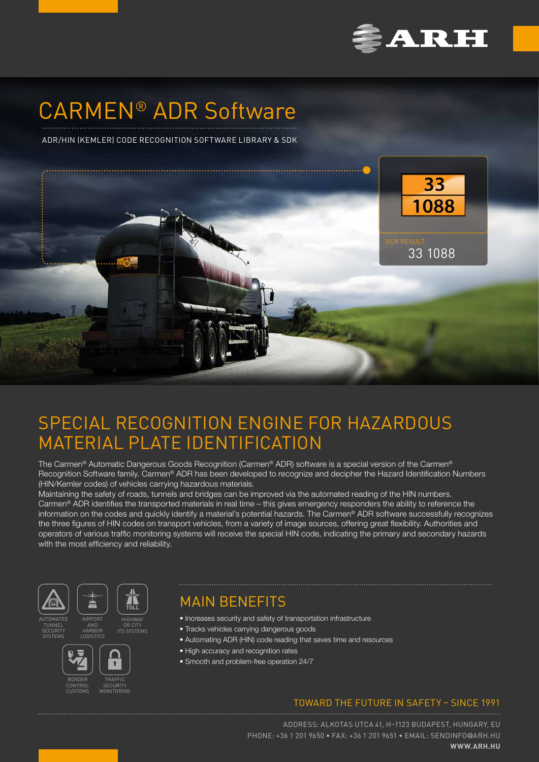# CARMEN® ADR Software

ADR/HIN (KEMLER) CODE RECOGNITION SOFTWARE LIBRARY & SDK

33
1088

OCR RESULT:
33 1088

## SPECIAL RECOGNITION ENGINE FOR HAZARDOUS MATERIAL PLATE IDENTIFICATION

The Carmen® Automatic Dangerous Goods Recognition (Carmen® ADR) software is a special version of the Carmen® Recognition Software family. Carmen® ADR has been developed to recognize and decipher the Hazard Identification Numbers (HIN/Kemler codes) of vehicles carrying hazardous materials.
Maintaining the safety of roads, tunnels and bridges can be improved via the automated reading of the HIN numbers. Carmen® ADR identifies the transported materials in real time – this gives emergency responders the ability to reference the information on the codes and quickly identify a material's potential hazards. The Carmen® ADR software successfully recognizes the three figures of HIN codes on transport vehicles, from a variety of image sources, offering great flexibility. Authorities and operators of various traffic monitoring systems will receive the special HIN code, indicating the primary and secondary hazards with the most efficiency and reliability.

AUTOMATED TUNNEL SECURITY SYSTEMS

AIRPORT AND HARBOR LOGISTICS

HIGHWAY OR CITY ITS SYSTEMS

BORDER CONTROL CUSTOMS

TRAFFIC SECURITY MONITORING

## MAIN BENEFITS

- Increases security and safety of transportation infrastructure
- Tracks vehicles carrying dangerous goods
- Automating ADR (HIN) code reading that saves time and resources
- High accuracy and recognition rates
- Smooth and problem-free operation 24/7

TOWARD THE FUTURE IN SAFETY – SINCE 1991

ADDRESS: ALKOTAS UTCA 41, H-1123 BUDAPEST, HUNGARY, EU
PHONE: +36 1 201 9650 • FAX: +36 1 201 9651 • EMAIL: SENDINFO@ARH.HU
**WWW.ARH.HU**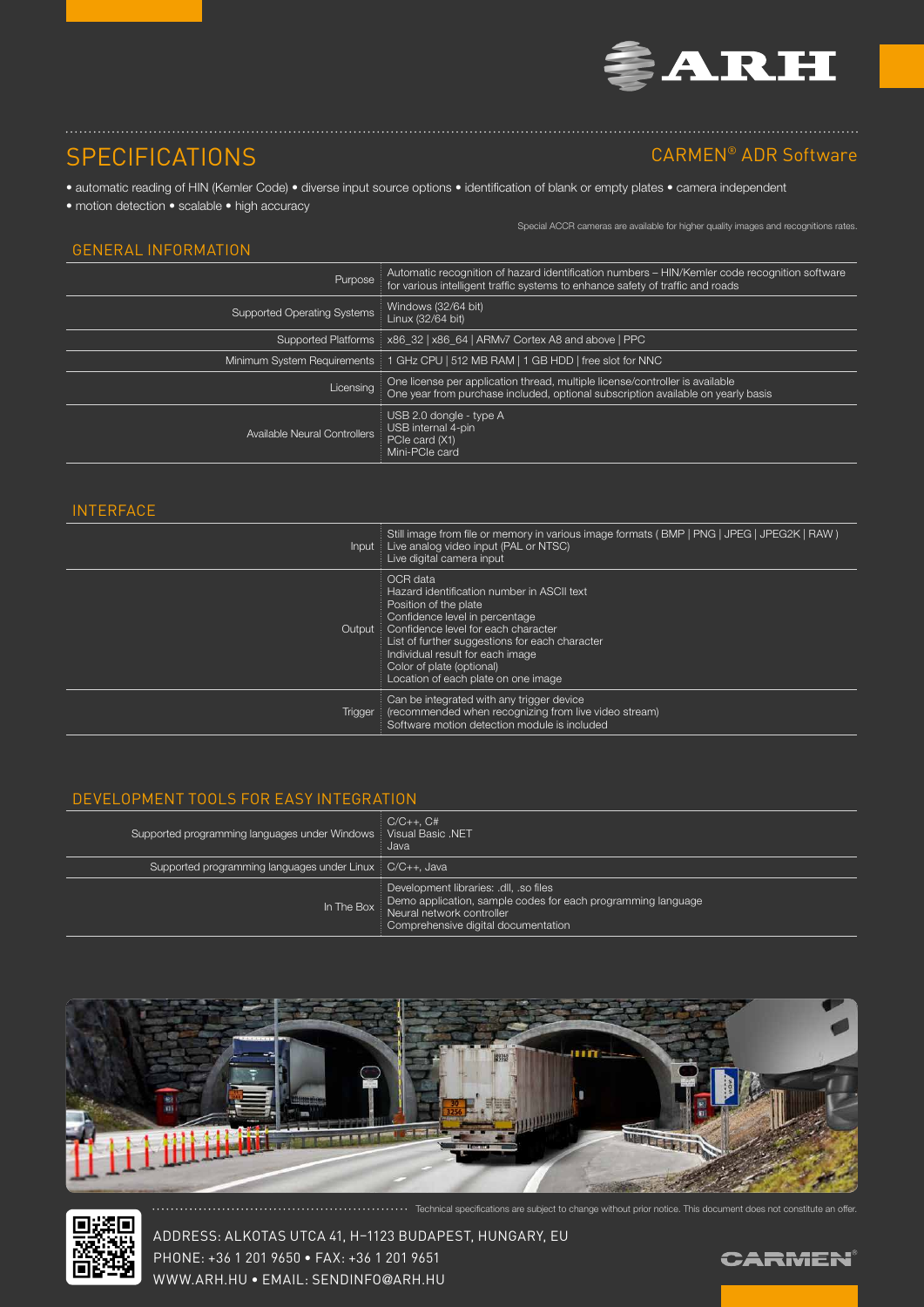# SPECIFICATIONS

## CARMEN® ADR Software

• automatic reading of HIN (Kemler Code) • diverse input source options • identification of blank or empty plates • camera independent • motion detection • scalable • high accuracy

Special ACCR cameras are available for higher quality images and recognitions rates.

## GENERAL INFORMATION

| | |
|---|---|
| Purpose | Automatic recognition of hazard identification numbers – HIN/Kemler code recognition software for various intelligent traffic systems to enhance safety of traffic and roads |
| Supported Operating Systems | Windows (32/64 bit)<br>Linux (32/64 bit) |
| Supported Platforms | x86_32 \| x86_64 \| ARMv7 Cortex A8 and above \| PPC |
| Minimum System Requirements | 1 GHz CPU \| 512 MB RAM \| 1 GB HDD \| free slot for NNC |
| Licensing | One license per application thread, multiple license/controller is available<br>One year from purchase included, optional subscription available on yearly basis |
| Available Neural Controllers | USB 2.0 dongle - type A<br>USB internal 4-pin<br>PCIe card (X1)<br>Mini-PCIe card |

## INTERFACE

| | |
|---|---|
| Input | Still image from file or memory in various image formats ( BMP \| PNG \| JPEG \| JPEG2K \| RAW )<br>Live analog video input (PAL or NTSC)<br>Live digital camera input |
| Output | OCR data<br>Hazard identification number in ASCII text<br>Position of the plate<br>Confidence level in percentage<br>Confidence level for each character<br>List of further suggestions for each character<br>Individual result for each image<br>Color of plate (optional)<br>Location of each plate on one image |
| Trigger | Can be integrated with any trigger device<br>(recommended when recognizing from live video stream)<br>Software motion detection module is included |

## DEVELOPMENT TOOLS FOR EASY INTEGRATION

| | |
|---|---|
| Supported programming languages under Windows | C/C++, C#<br>Visual Basic .NET<br>Java |
| Supported programming languages under Linux | C/C++, Java |
| In The Box | Development libraries: .dll, .so files<br>Demo application, sample codes for each programming language<br>Neural network controller<br>Comprehensive digital documentation |

Technical specifications are subject to change without prior notice. This document does not constitute an offer.

ADDRESS: ALKOTAS UTCA 41, H–1123 BUDAPEST, HUNGARY, EU
PHONE: +36 1 201 9650 • FAX: +36 1 201 9651
WWW.ARH.HU • EMAIL: SENDINFO@ARH.HU